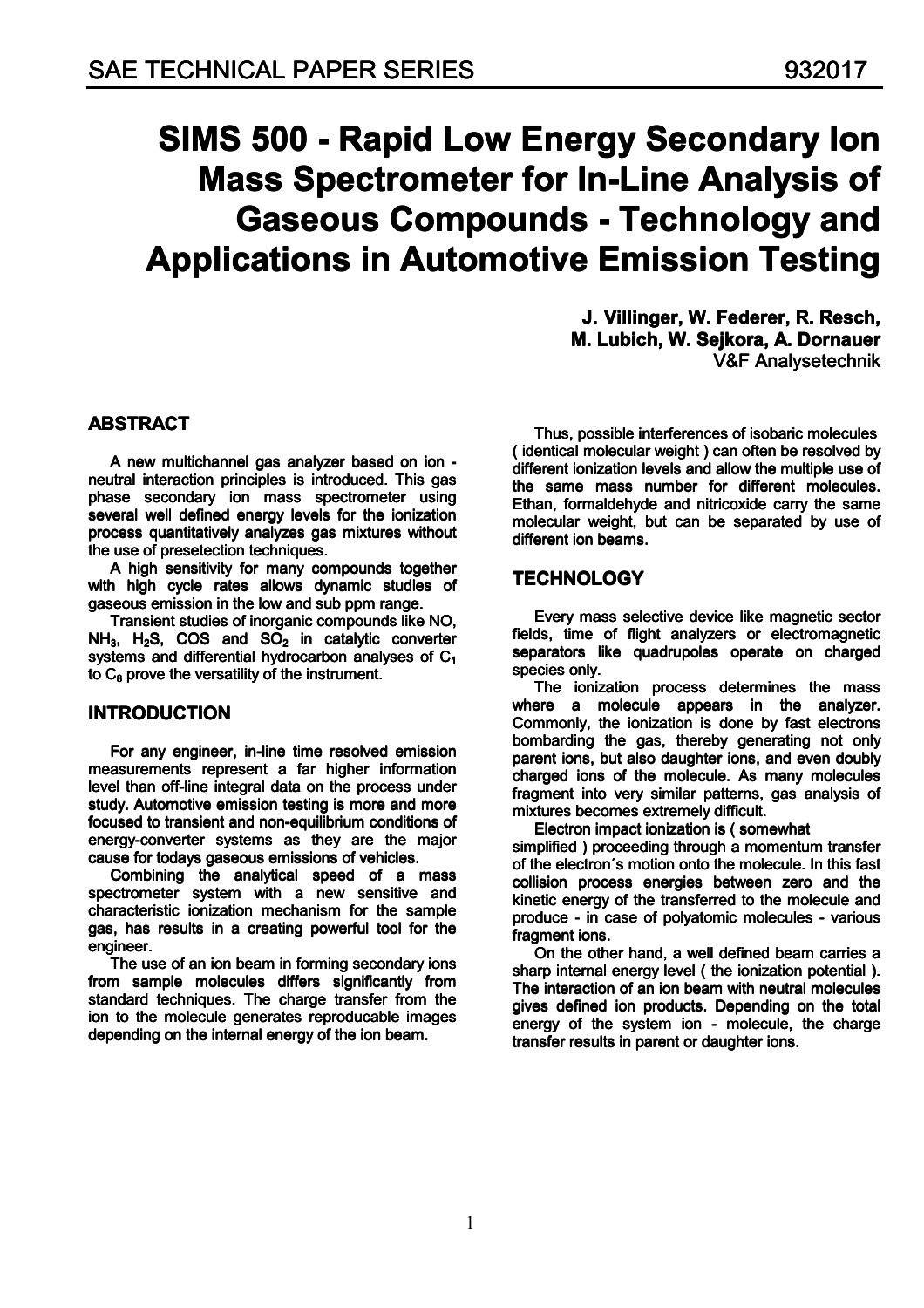# SIMS 500 - Rapid Low Energy Secondary Ion Mass Spectrometer for In-Line Analysis of Gaseous Compounds - Technology and Applications in Automotive Emission Testing

**J. Villinger, W. Federer, R. Resch, M. Lubich, W. Sejkora, A. Dornauer**
V&F Analysetechnik

## ABSTRACT

A new multichannel gas analyzer based on ion - neutral interaction principles is introduced. This gas phase secondary ion mass spectrometer using several well defined energy levels for the ionization process quantitatively analyzes gas mixtures without the use of presetection techniques.

A high sensitivity for many compounds together with high cycle rates allows dynamic studies of gaseous emission in the low and sub ppm range.

Transient studies of inorganic compounds like NO, $NH_3$, $H_2S$, COS and $SO_2$ in catalytic converter systems and differential hydrocarbon analyses of $C_1$ to $C_8$ prove the versatility of the instrument.

## INTRODUCTION

For any engineer, in-line time resolved emission measurements represent a far higher information level than off-line integral data on the process under study. Automotive emission testing is more and more focused to transient and non-equilibrium conditions of energy-converter systems as they are the major cause for todays gaseous emissions of vehicles.

Combining the analytical speed of a mass spectrometer system with a new sensitive and characteristic ionization mechanism for the sample gas, has results in a creating powerful tool for the engineer.

The use of an ion beam in forming secondary ions from sample molecules differs significantly from standard techniques. The charge transfer from the ion to the molecule generates reproducable images depending on the internal energy of the ion beam.

Thus, possible interferences of isobaric molecules ( identical molecular weight ) can often be resolved by different ionization levels and allow the multiple use of the same mass number for different molecules. Ethan, formaldehyde and nitricoxide carry the same molecular weight, but can be separated by use of different ion beams.

## TECHNOLOGY

Every mass selective device like magnetic sector fields, time of flight analyzers or electromagnetic separators like quadrupoles operate on charged species only.

The ionization process determines the mass where a molecule appears in the analyzer. Commonly, the ionization is done by fast electrons bombarding the gas, thereby generating not only parent ions, but also daughter ions, and even doubly charged ions of the molecule. As many molecules fragment into very similar patterns, gas analysis of mixtures becomes extremely difficult.

Electron impact ionization is ( somewhat simplified ) proceeding through a momentum transfer of the electron´s motion onto the molecule. In this fast collision process energies between zero and the kinetic energy of the transferred to the molecule and produce - in case of polyatomic molecules - various fragment ions.

On the other hand, a well defined beam carries a sharp internal energy level ( the ionization potential ). The interaction of an ion beam with neutral molecules gives defined ion products. Depending on the total energy of the system ion - molecule, the charge transfer results in parent or daughter ions.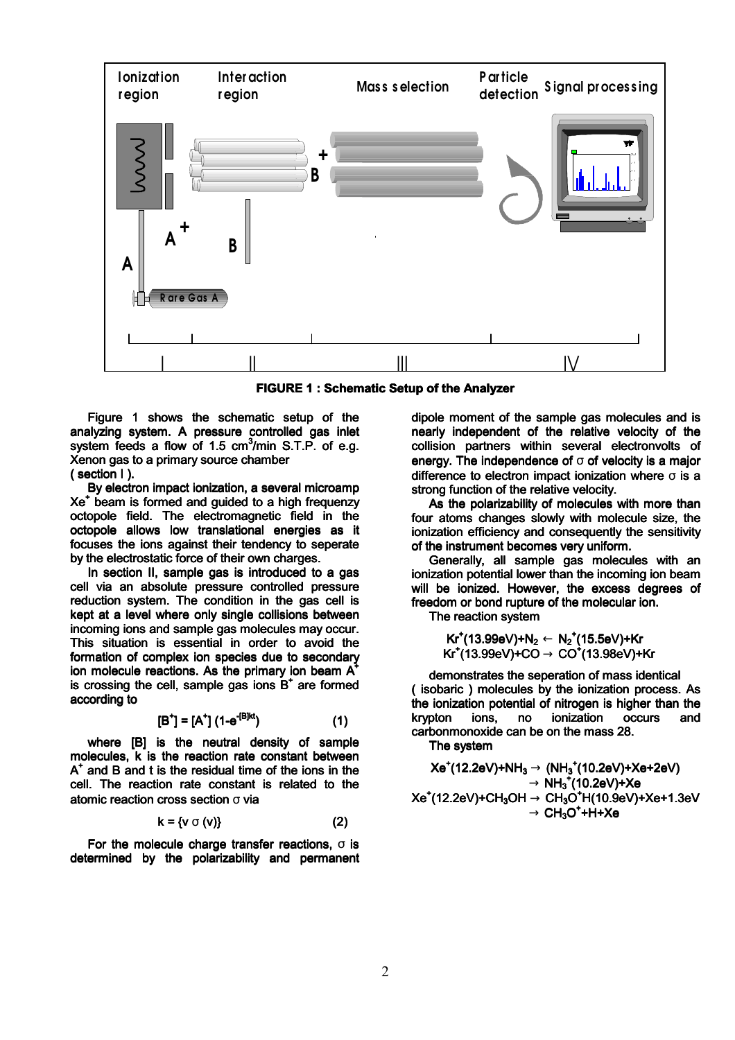**FIGURE 1 : Schematic Setup of the Analyzer**

Figure 1 shows the schematic setup of the analyzing system. A pressure controlled gas inlet system feeds a flow of 1.5 $cm^3$/min S.T.P. of e.g. Xenon gas to a primary source chamber ( section I ).

By electron impact ionization, a several microamp $Xe^+$ beam is formed and guided to a high frequenzy octopole field. The electromagnetic field in the octopole allows low translational energies as it focuses the ions against their tendency to seperate by the electrostatic force of their own charges.

In section II, sample gas is introduced to a gas cell via an absolute pressure controlled pressure reduction system. The condition in the gas cell is kept at a level where only single collisions between incoming ions and sample gas molecules may occur. This situation is essential in order to avoid the formation of complex ion species due to secondary ion molecule reactions. As the primary ion beam $A^+$ is crossing the cell, sample gas ions $B^+$ are formed according to

$$[B^+] = [A^+]\,(1-e^{-[B]kt}) \qquad (1)$$

where [B] is the neutral density of sample molecules, k is the reaction rate constant between $A^+$ and B and t is the residual time of the ions in the cell. The reaction rate constant is related to the atomic reaction cross section σ via

$$k = \{v\,\sigma\,(v)\} \qquad (2)$$

For the molecule charge transfer reactions, σ is determined by the polarizability and permanent dipole moment of the sample gas molecules and is nearly independent of the relative velocity of the collision partners within several electronvolts of energy. The independence of σ of velocity is a major difference to electron impact ionization where σ is a strong function of the relative velocity.

As the polarizability of molecules with more than four atoms changes slowly with molecule size, the ionization efficiency and consequently the sensitivity of the instrument becomes very uniform.

Generally, all sample gas molecules with an ionization potential lower than the incoming ion beam will be ionized. However, the excess degrees of freedom or bond rupture of the molecular ion.

The reaction system

$$Kr^+(13.99eV)+N_2 \leftarrow N_2^+(15.5eV)+Kr$$
$$Kr^+(13.99eV)+CO \rightarrow CO^+(13.98eV)+Kr$$

demonstrates the seperation of mass identical ( isobaric ) molecules by the ionization process. As the ionization potential of nitrogen is higher than the krypton ions, no ionization occurs and carbonmonoxide can be on the mass 28.

The system

$$Xe^+(12.2eV)+NH_3 \rightarrow (NH_3^+(10.2eV)+Xe+2eV)$$
$$\rightarrow NH_3^+(10.2eV)+Xe$$
$$Xe^+(12.2eV)+CH_3OH \rightarrow CH_3O^+H(10.9eV)+Xe+1.3eV$$
$$\rightarrow CH_3O^++H+Xe$$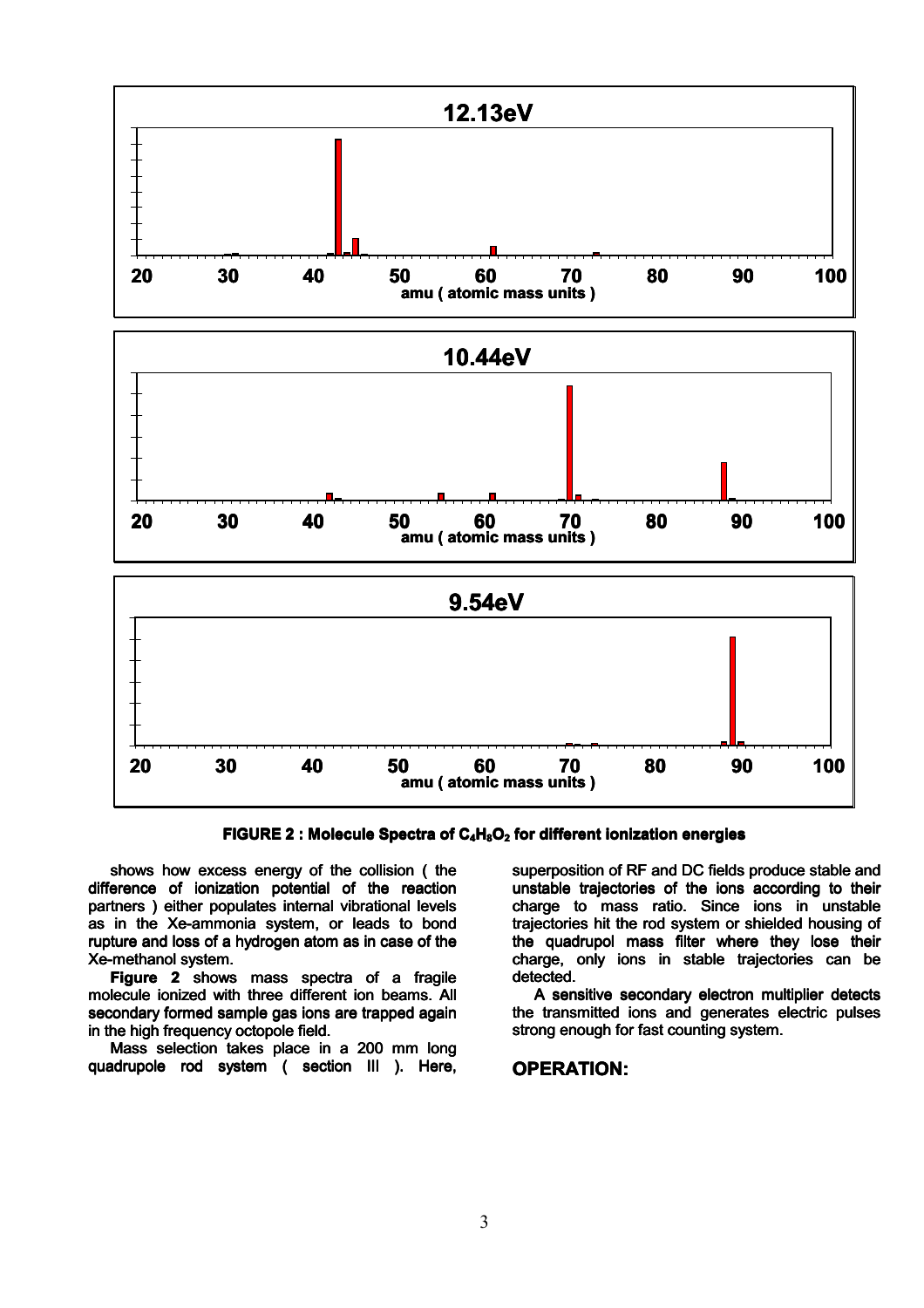FIGURE 2 : Molecule Spectra of $C_4H_8O_2$ for different ionization energies

shows how excess energy of the collision ( the difference of ionization potential of the reaction partners ) either populates internal vibrational levels as in the Xe-ammonia system, or leads to bond rupture and loss of a hydrogen atom as in case of the Xe-methanol system.

**Figure 2** shows mass spectra of a fragile molecule ionized with three different ion beams. All secondary formed sample gas ions are trapped again in the high frequency octopole field.

Mass selection takes place in a 200 mm long quadrupole rod system ( section III ). Here, superposition of RF and DC fields produce stable and unstable trajectories of the ions according to their charge to mass ratio. Since ions in unstable trajectories hit the rod system or shielded housing of the quadrupol mass filter where they lose their charge, only ions in stable trajectories can be detected.

A sensitive secondary electron multiplier detects the transmitted ions and generates electric pulses strong enough for fast counting system.

## OPERATION: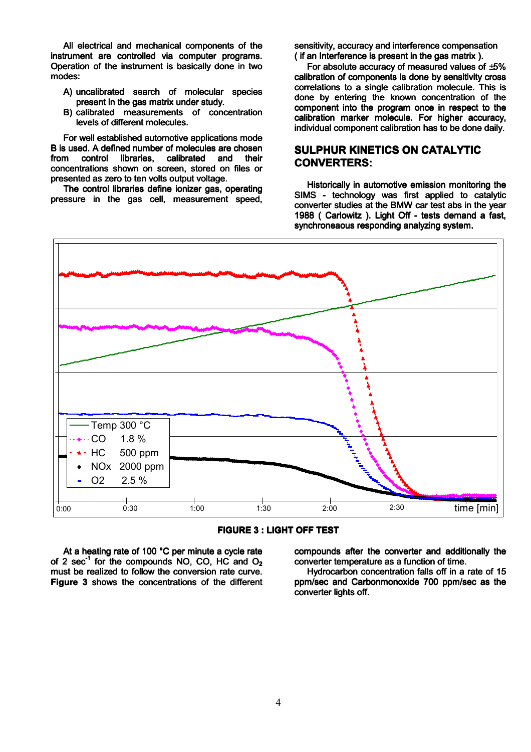All electrical and mechanical components of the instrument are controlled via computer programs. Operation of the instrument is basically done in two modes:

A) uncalibrated search of molecular species present in the gas matrix under study.
B) calibrated measurements of concentration levels of different molecules.

For well established automotive applications mode B is used. A defined number of molecules are chosen from control libraries, calibrated and their concentrations shown on screen, stored on files or presented as zero to ten volts output voltage.

The control libraries define ionizer gas, operating pressure in the gas cell, measurement speed, sensitivity, accuracy and interference compensation ( if an Interference is present in the gas matrix ).

For absolute accuracy of measured values of ±5% calibration of components is done by sensitivity cross correlations to a single calibration molecule. This is done by entering the known concentration of the component into the program once in respect to the calibration marker molecule. For higher accuracy, individual component calibration has to be done daily.

## SULPHUR KINETICS ON CATALYTIC CONVERTERS:

Historically in automotive emission monitoring the SIMS - technology was first applied to catalytic converter studies at the BMW car test abs in the year 1988 ( Carlowitz ). Light Off - tests demand a fast, synchroneaous responding analyzing system.

**FIGURE 3 : LIGHT OFF TEST**

At a heating rate of 100 °C per minute a cycle rate of 2 sec$^{-1}$ for the compounds NO, CO, HC and $O_2$ must be realized to follow the conversion rate curve. **Figure 3** shows the concentrations of the different compounds after the converter and additionally the converter temperature as a function of time.

Hydrocarbon concentration falls off in a rate of 15 ppm/sec and Carbonmonoxide 700 ppm/sec as the converter lights off.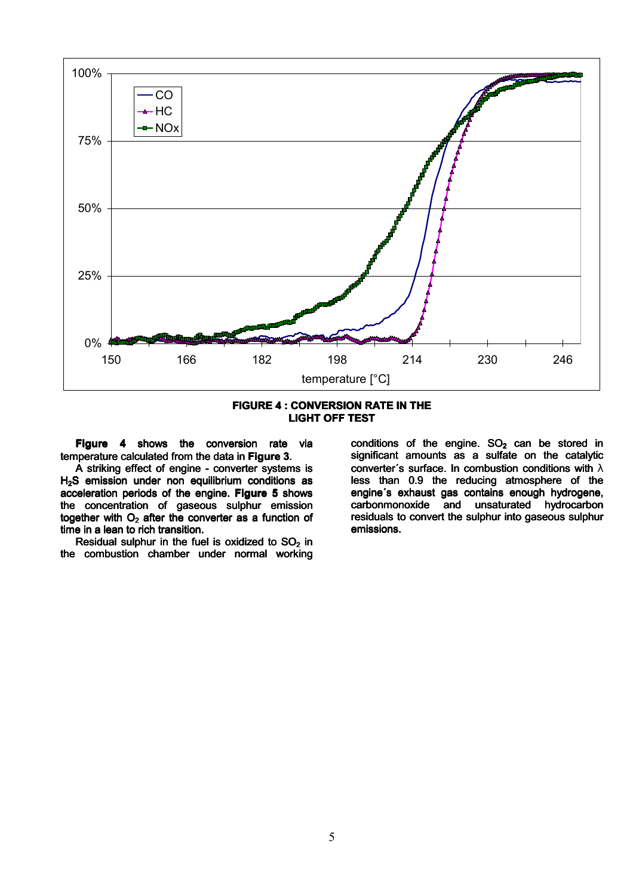**FIGURE 4 : CONVERSION RATE IN THE LIGHT OFF TEST**

**Figure 4** shows the conversion rate via temperature calculated from the data in **Figure 3**.

A striking effect of engine - converter systems is **$H_2S$ emission under non equilibrium conditions as acceleration periods of the engine. Figure 5** shows the concentration of gaseous sulphur emission together with $O_2$ after the converter as a function of time in a lean to rich transition.

Residual sulphur in the fuel is oxidized to $SO_2$ in the combustion chamber under normal working conditions of the engine. $SO_2$ can be stored in significant amounts as a sulfate on the catalytic converter´s surface. In combustion conditions with $\lambda$ less than 0.9 the reducing atmosphere of the engine´s exhaust gas contains enough hydrogene, carbonmonoxide and unsaturated hydrocarbon residuals to convert the sulphur into gaseous sulphur emissions.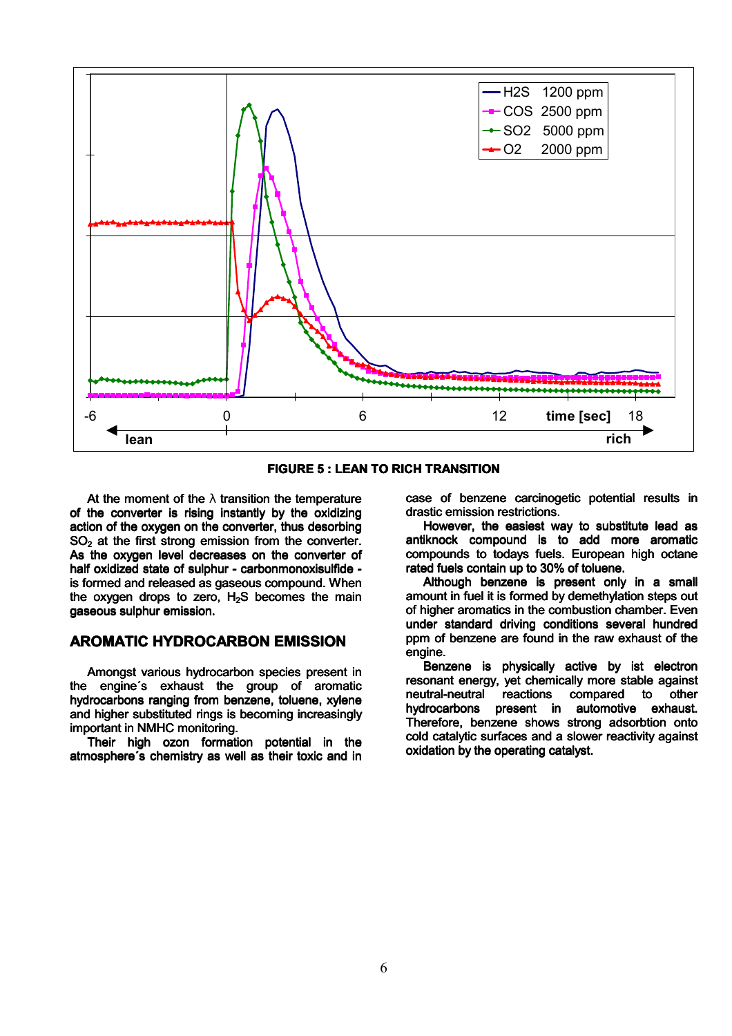**FIGURE 5 : LEAN TO RICH TRANSITION**

At the moment of the λ transition the temperature of the converter is rising instantly by the oxidizing action of the oxygen on the converter, thus desorbing $SO_2$ at the first strong emission from the converter. As the oxygen level decreases on the converter of half oxidized state of sulphur - carbonmonoxisulfide - is formed and released as gaseous compound. When the oxygen drops to zero, $H_2S$ becomes the main gaseous sulphur emission.

## AROMATIC HYDROCARBON EMISSION

Amongst various hydrocarbon species present in the engine´s exhaust the group of aromatic hydrocarbons ranging from benzene, toluene, xylene and higher substituted rings is becoming increasingly important in NMHC monitoring.

Their high ozone formation potential in the atmosphere´s chemistry as well as their toxic and in case of benzene carcinogetic potential results in drastic emission restrictions.

However, the easiest way to substitute lead as antiknock compound is to add more aromatic compounds to todays fuels. European high octane rated fuels contain up to 30% of toluene.

Although benzene is present only in a small amount in fuel it is formed by demethylation steps out of higher aromatics in the combustion chamber. Even under standard driving conditions several hundred ppm of benzene are found in the raw exhaust of the engine.

Benzene is physically active by ist electron resonant energy, yet chemically more stable against neutral-neutral reactions compared to other hydrocarbons present in automotive exhaust. Therefore, benzene shows strong adsorbtion onto cold catalytic surfaces and a slower reactivity against oxidation by the operating catalyst.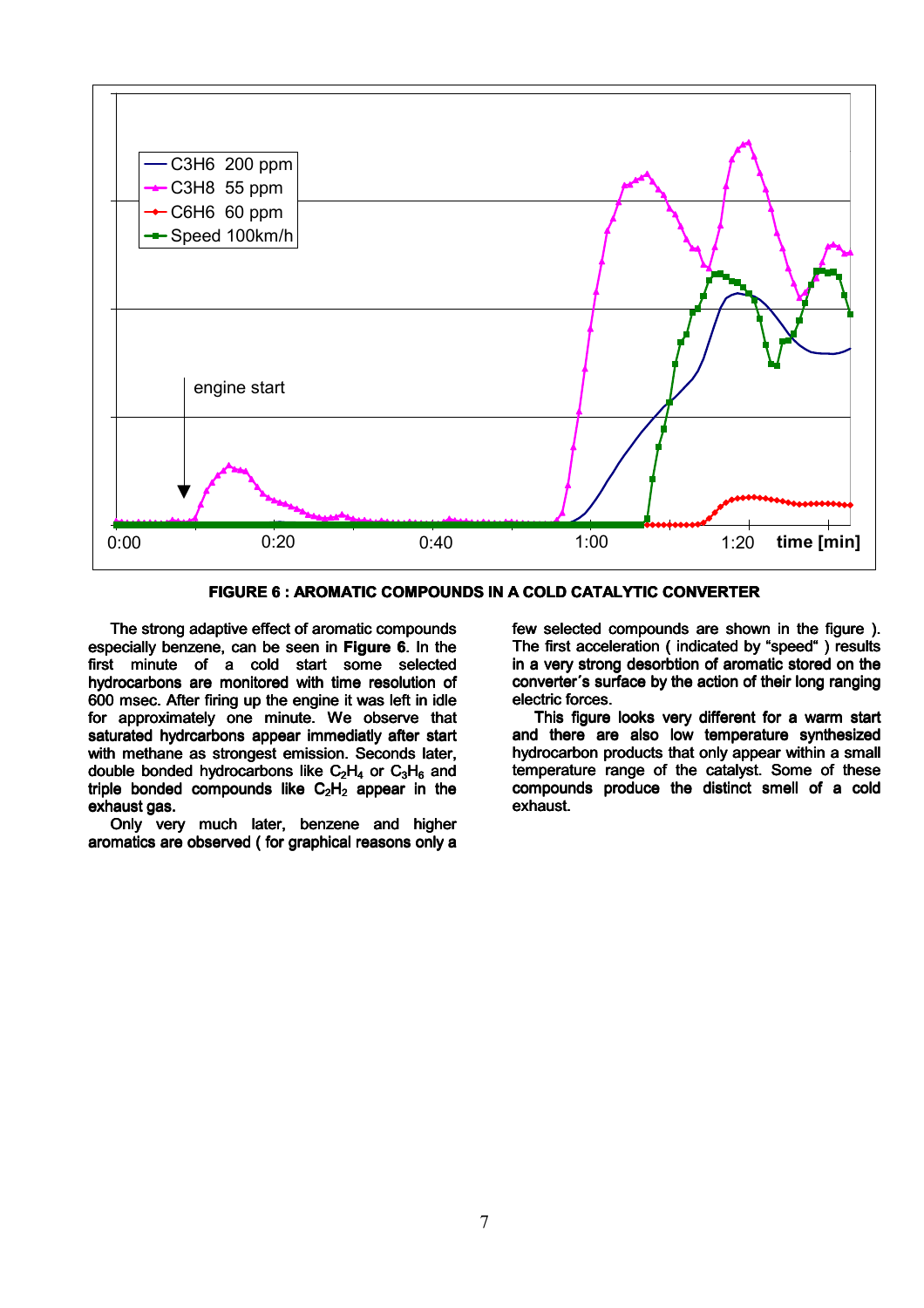**FIGURE 6 : AROMATIC COMPOUNDS IN A COLD CATALYTIC CONVERTER**

The strong adaptive effect of aromatic compounds especially benzene, can be seen in **Figure 6**. In the first minute of a cold start some selected hydrocarbons are monitored with time resolution of 600 msec. After firing up the engine it was left in idle for approximately one minute. We observe that saturated hydrcarbons appear immediatly after start with methane as strongest emission. Seconds later, double bonded hydrocarbons like $C_2H_4$ or $C_3H_6$ and triple bonded compounds like $C_2H_2$ appear in the exhaust gas.

Only very much later, benzene and higher aromatics are observed ( for graphical reasons only a few selected compounds are shown in the figure ). The first acceleration ( indicated by "speed" ) results in a very strong desorbtion of aromatic stored on the converter´s surface by the action of their long ranging electric forces.

This figure looks very different for a warm start and there are also low temperature synthesized hydrocarbon products that only appear within a small temperature range of the catalyst. Some of these compounds produce the distinct smell of a cold exhaust.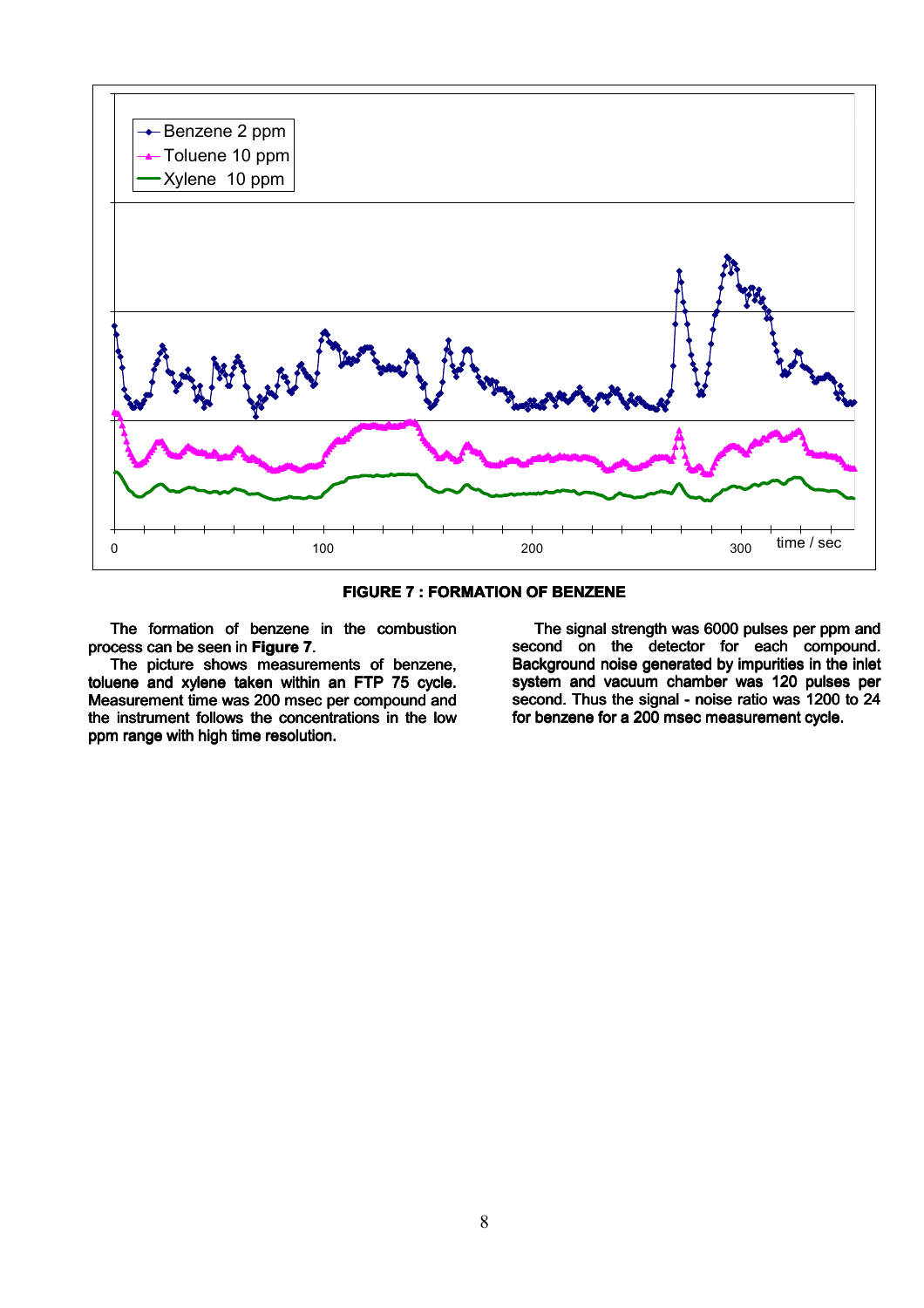**FIGURE 7 : FORMATION OF BENZENE**

The formation of benzene in the combustion process can be seen in **Figure 7**.

The picture shows measurements of benzene, toluene and xylene taken within an FTP 75 cycle. Measurement time was 200 msec per compound and the instrument follows the concentrations in the low ppm range with high time resolution.

The signal strength was 6000 pulses per ppm and second on the detector for each compound. Background noise generated by impurities in the inlet system and vacuum chamber was 120 pulses per second. Thus the signal - noise ratio was 1200 to 24 for benzene for a 200 msec measurement cycle.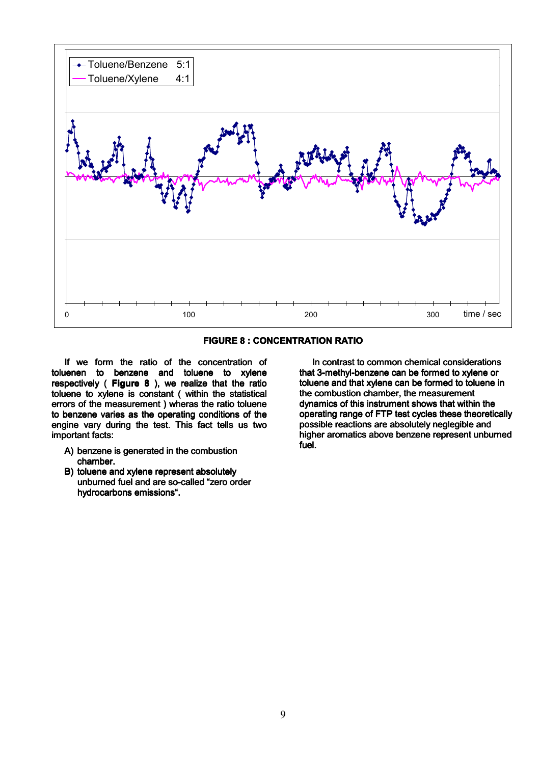**FIGURE 8 : CONCENTRATION RATIO**

If we form the ratio of the concentration of toluenen to benzene and toluene to xylene respectively ( **Figure 8** ), we realize that the ratio toluene to xylene is constant ( within the statistical errors of the measurement ) wheras the ratio toluene to benzene varies as the operating conditions of the engine vary during the test. This fact tells us two important facts:

A) benzene is generated in the combustion chamber.
B) toluene and xylene represent absolutely unburned fuel and are so-called "zero order hydrocarbons emissions".

In contrast to common chemical considerations that 3-methyl-benzene can be formed to xylene or toluene and that xylene can be formed to toluene in the combustion chamber, the measurement dynamics of this instrument shows that within the operating range of FTP test cycles these theoretically possible reactions are absolutely neglegible and higher aromatics above benzene represent unburned fuel.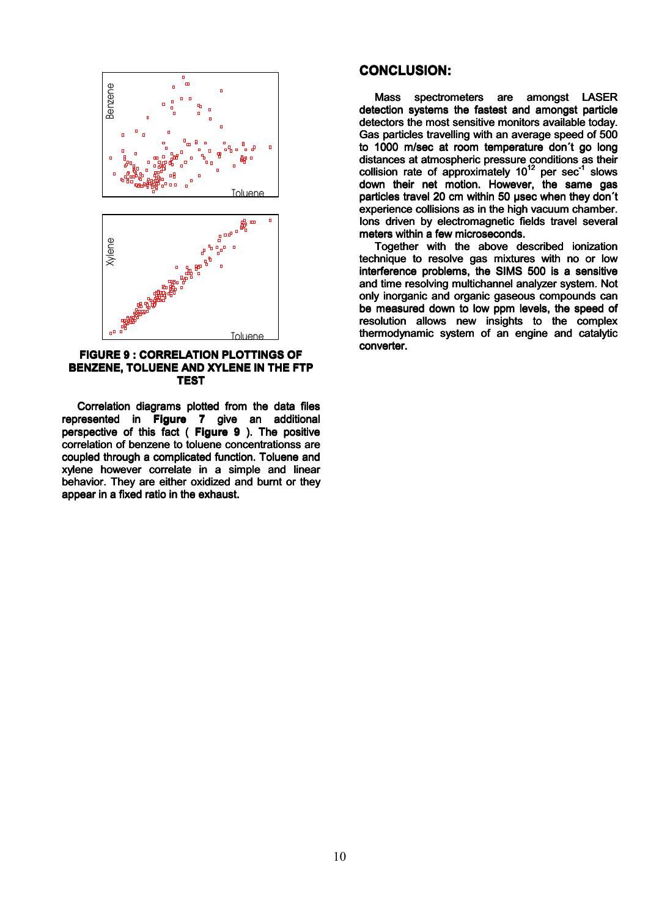Benzene

Toluene

Xylene

Toluene

**FIGURE 9 : CORRELATION PLOTTINGS OF BENZENE, TOLUENE AND XYLENE IN THE FTP TEST**

Correlation diagrams plotted from the data files represented in **Figure 7** give an additional perspective of this fact ( **Figure 9** ). The positive correlation of benzene to toluene concentrationss are coupled through a complicated function. Toluene and xylene however correlate in a simple and linear behavior. They are either oxidized and burnt or they appear in a fixed ratio in the exhaust.

## CONCLUSION:

Mass spectrometers are amongst LASER detection systems the fastest and amongst particle detectors the most sensitive monitors available today. Gas particles travelling with an average speed of 500 to 1000 m/sec at room temperature don´t go long distances at atmospheric pressure conditions as their collision rate of approximately $10^{12}$ per $sec^{-1}$ slows down their net motion. However, the same gas particles travel 20 cm within 50 µsec when they don´t experience collisions as in the high vacuum chamber. Ions driven by electromagnetic fields travel several meters within a few microseconds.

Together with the above described ionization technique to resolve gas mixtures with no or low interference problems, the SIMS 500 is a sensitive and time resolving multichannel analyzer system. Not only inorganic and organic gaseous compounds can be measured down to low ppm levels, the speed of resolution allows new insights to the complex thermodynamic system of an engine and catalytic converter.